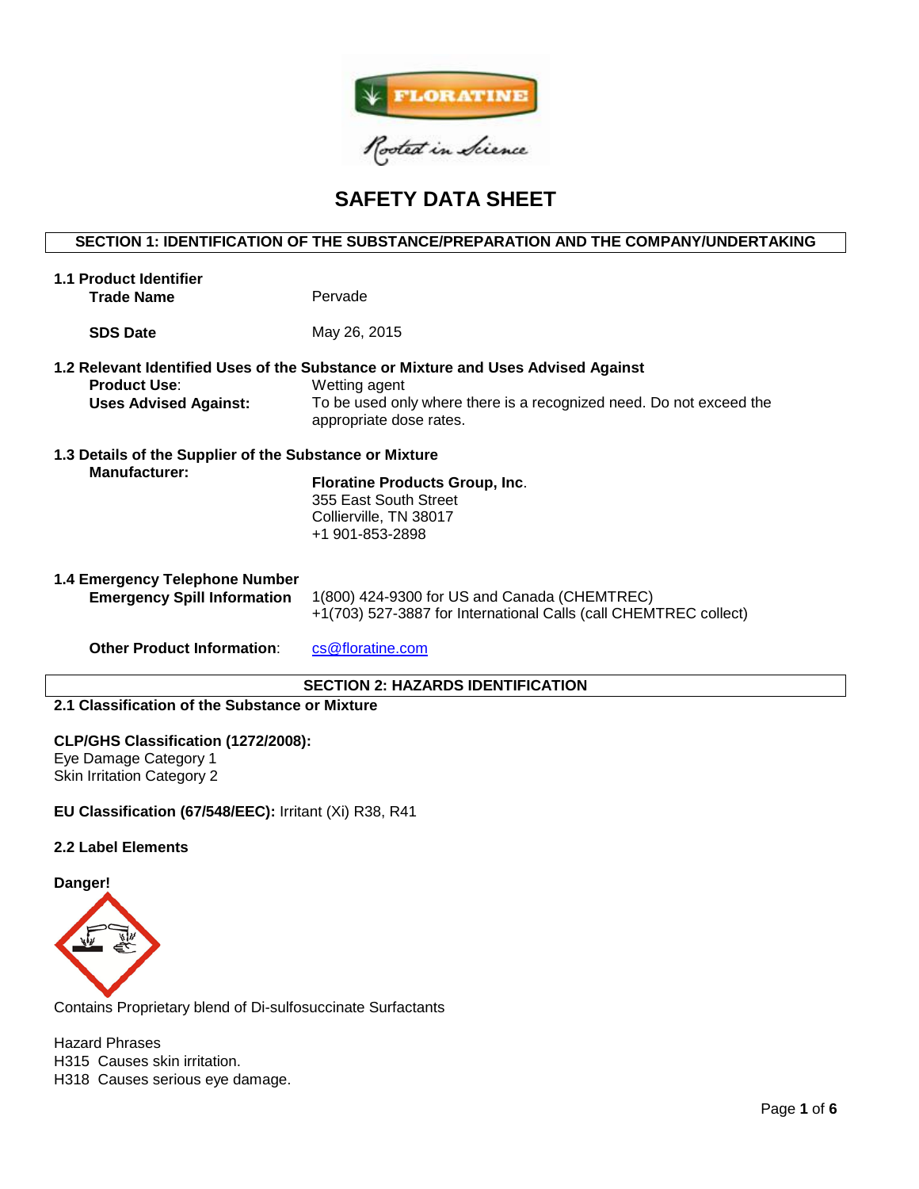FLORATINE

Rooted in Science

# SAFETY DATA SHEET

## SECTION 1: IDENTIFICATION OF THE SUBSTANCE/PREPARATION AND THE COMPANY/UNDERTAKING

**1.1 Product Identifier**

**Trade Name** Pervade

**SDS Date** May 26, 2015

**1.2 Relevant Identified Uses of the Substance or Mixture and Uses Advised Against**

**Product Use**: Wetting agent

**Uses Advised Against:** To be used only where there is a recognized need. Do not exceed the appropriate dose rates.

**1.3 Details of the Supplier of the Substance or Mixture**

**Manufacturer:**

**Floratine Products Group, Inc**.
355 East South Street
Collierville, TN 38017
+1 901-853-2898

**1.4 Emergency Telephone Number**

**Emergency Spill Information** 1(800) 424-9300 for US and Canada (CHEMTREC)
+1(703) 527-3887 for International Calls (call CHEMTREC collect)

**Other Product Information**: cs@floratine.com

## SECTION 2: HAZARDS IDENTIFICATION

**2.1 Classification of the Substance or Mixture**

**CLP/GHS Classification (1272/2008):**
Eye Damage Category 1
Skin Irritation Category 2

**EU Classification (67/548/EEC):** Irritant (Xi) R38, R41

**2.2 Label Elements**

**Danger!**

Contains Proprietary blend of Di-sulfosuccinate Surfactants

Hazard Phrases
H315 Causes skin irritation.
H318 Causes serious eye damage.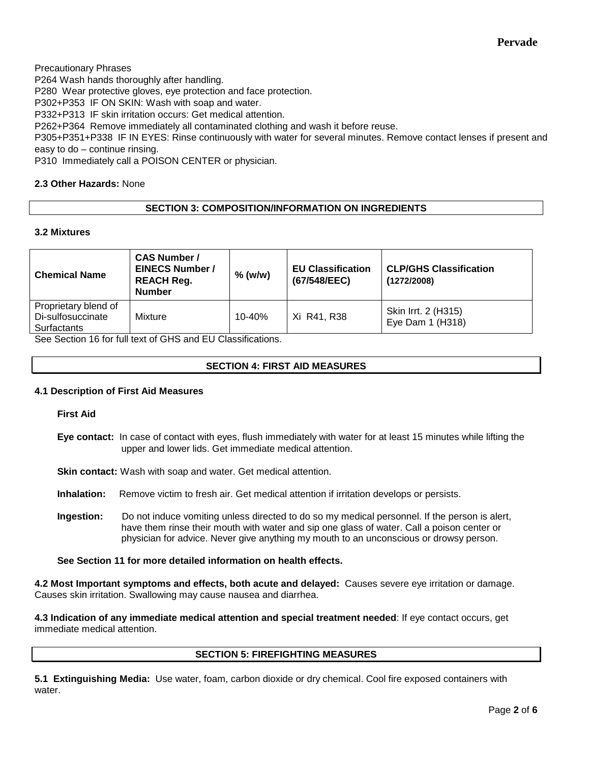Precautionary Phrases

P264 Wash hands thoroughly after handling.

P280 Wear protective gloves, eye protection and face protection.

P302+P353 IF ON SKIN: Wash with soap and water.

P332+P313 IF skin irritation occurs: Get medical attention.

P262+P364 Remove immediately all contaminated clothing and wash it before reuse.

P305+P351+P338 IF IN EYES: Rinse continuously with water for several minutes. Remove contact lenses if present and easy to do – continue rinsing.

P310 Immediately call a POISON CENTER or physician.

**2.3 Other Hazards:** None

## SECTION 3: COMPOSITION/INFORMATION ON INGREDIENTS

**3.2 Mixtures**

| Chemical Name | CAS Number / EINECS Number / REACH Reg. Number | % (w/w) | EU Classification (67/548/EEC) | CLP/GHS Classification (1272/2008) |
|---|---|---|---|---|
| Proprietary blend of Di-sulfosuccinate Surfactants | Mixture | 10-40% | Xi R41, R38 | Skin Irrt. 2 (H315) Eye Dam 1 (H318) |

See Section 16 for full text of GHS and EU Classifications.

## SECTION 4: FIRST AID MEASURES

**4.1 Description of First Aid Measures**

**First Aid**

**Eye contact:** In case of contact with eyes, flush immediately with water for at least 15 minutes while lifting the upper and lower lids. Get immediate medical attention.

**Skin contact:** Wash with soap and water. Get medical attention.

**Inhalation:** Remove victim to fresh air. Get medical attention if irritation develops or persists.

**Ingestion:** Do not induce vomiting unless directed to do so my medical personnel. If the person is alert, have them rinse their mouth with water and sip one glass of water. Call a poison center or physician for advice. Never give anything my mouth to an unconscious or drowsy person.

**See Section 11 for more detailed information on health effects.**

**4.2 Most Important symptoms and effects, both acute and delayed:** Causes severe eye irritation or damage. Causes skin irritation. Swallowing may cause nausea and diarrhea.

**4.3 Indication of any immediate medical attention and special treatment needed**: If eye contact occurs, get immediate medical attention.

## SECTION 5: FIREFIGHTING MEASURES

**5.1 Extinguishing Media:** Use water, foam, carbon dioxide or dry chemical. Cool fire exposed containers with water.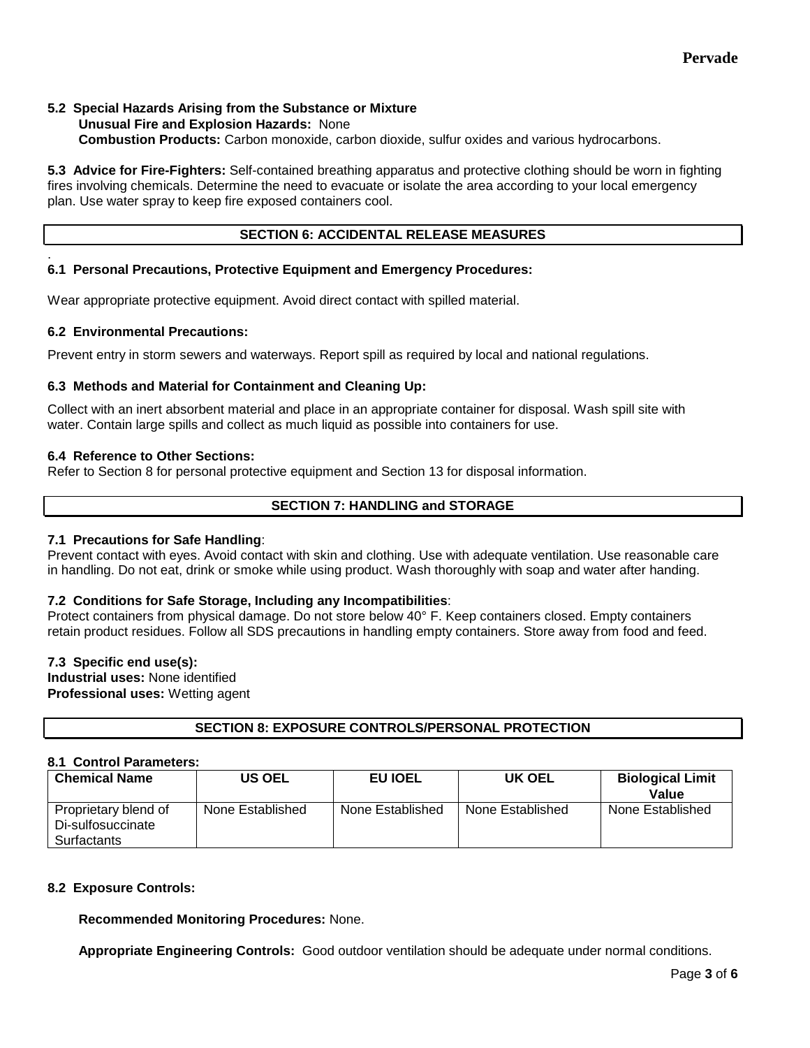### 5.2 Special Hazards Arising from the Substance or Mixture

**Unusual Fire and Explosion Hazards:** None

**Combustion Products:** Carbon monoxide, carbon dioxide, sulfur oxides and various hydrocarbons.

**5.3 Advice for Fire-Fighters:** Self-contained breathing apparatus and protective clothing should be worn in fighting fires involving chemicals. Determine the need to evacuate or isolate the area according to your local emergency plan. Use water spray to keep fire exposed containers cool.

## SECTION 6: ACCIDENTAL RELEASE MEASURES

### 6.1 Personal Precautions, Protective Equipment and Emergency Procedures:

Wear appropriate protective equipment. Avoid direct contact with spilled material.

### 6.2 Environmental Precautions:

Prevent entry in storm sewers and waterways. Report spill as required by local and national regulations.

### 6.3 Methods and Material for Containment and Cleaning Up:

Collect with an inert absorbent material and place in an appropriate container for disposal. Wash spill site with water. Contain large spills and collect as much liquid as possible into containers for use.

### 6.4 Reference to Other Sections:

Refer to Section 8 for personal protective equipment and Section 13 for disposal information.

## SECTION 7: HANDLING and STORAGE

### 7.1 Precautions for Safe Handling:

Prevent contact with eyes. Avoid contact with skin and clothing. Use with adequate ventilation. Use reasonable care in handling. Do not eat, drink or smoke while using product. Wash thoroughly with soap and water after handing.

### 7.2 Conditions for Safe Storage, Including any Incompatibilities:

Protect containers from physical damage. Do not store below 40° F. Keep containers closed. Empty containers retain product residues. Follow all SDS precautions in handling empty containers. Store away from food and feed.

### 7.3 Specific end use(s):

**Industrial uses:** None identified

**Professional uses:** Wetting agent

## SECTION 8: EXPOSURE CONTROLS/PERSONAL PROTECTION

### 8.1 Control Parameters:

| Chemical Name | US OEL | EU IOEL | UK OEL | Biological Limit Value |
|---|---|---|---|---|
| Proprietary blend of Di-sulfosuccinate Surfactants | None Established | None Established | None Established | None Established |

### 8.2 Exposure Controls:

**Recommended Monitoring Procedures:** None.

**Appropriate Engineering Controls:** Good outdoor ventilation should be adequate under normal conditions.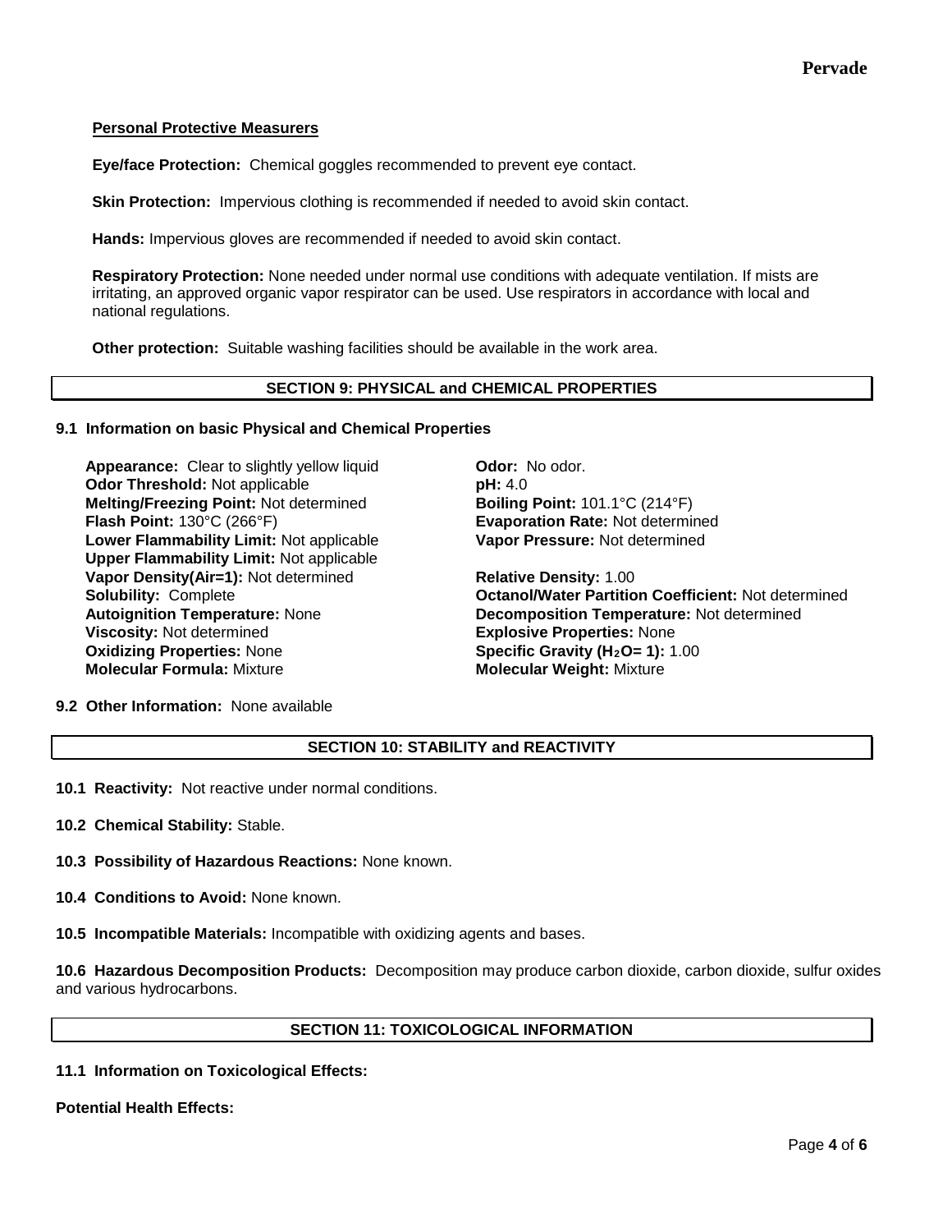**Personal Protective Measurers**

**Eye/face Protection:** Chemical goggles recommended to prevent eye contact.

**Skin Protection:** Impervious clothing is recommended if needed to avoid skin contact.

**Hands:** Impervious gloves are recommended if needed to avoid skin contact.

**Respiratory Protection:** None needed under normal use conditions with adequate ventilation. If mists are irritating, an approved organic vapor respirator can be used. Use respirators in accordance with local and national regulations.

**Other protection:** Suitable washing facilities should be available in the work area.

## SECTION 9: PHYSICAL and CHEMICAL PROPERTIES

### 9.1 Information on basic Physical and Chemical Properties

**Appearance:** Clear to slightly yellow liquid
**Odor:** No odor.
**Odor Threshold:** Not applicable
**pH:** 4.0
**Melting/Freezing Point:** Not determined
**Boiling Point:** 101.1°C (214°F)
**Flash Point:** 130°C (266°F)
**Evaporation Rate:** Not determined
**Lower Flammability Limit:** Not applicable
**Vapor Pressure:** Not determined
**Upper Flammability Limit:** Not applicable
**Vapor Density(Air=1):** Not determined
**Relative Density:** 1.00
**Solubility:** Complete
**Octanol/Water Partition Coefficient:** Not determined
**Autoignition Temperature:** None
**Decomposition Temperature:** Not determined
**Viscosity:** Not determined
**Explosive Properties:** None
**Oxidizing Properties:** None
**Specific Gravity ($H_2O$= 1):** 1.00
**Molecular Formula:** Mixture
**Molecular Weight:** Mixture

**9.2 Other Information:** None available

## SECTION 10: STABILITY and REACTIVITY

**10.1 Reactivity:** Not reactive under normal conditions.

**10.2 Chemical Stability:** Stable.

**10.3 Possibility of Hazardous Reactions:** None known.

**10.4 Conditions to Avoid:** None known.

**10.5 Incompatible Materials:** Incompatible with oxidizing agents and bases.

**10.6 Hazardous Decomposition Products:** Decomposition may produce carbon dioxide, carbon dioxide, sulfur oxides and various hydrocarbons.

## SECTION 11: TOXICOLOGICAL INFORMATION

### 11.1 Information on Toxicological Effects:

**Potential Health Effects:**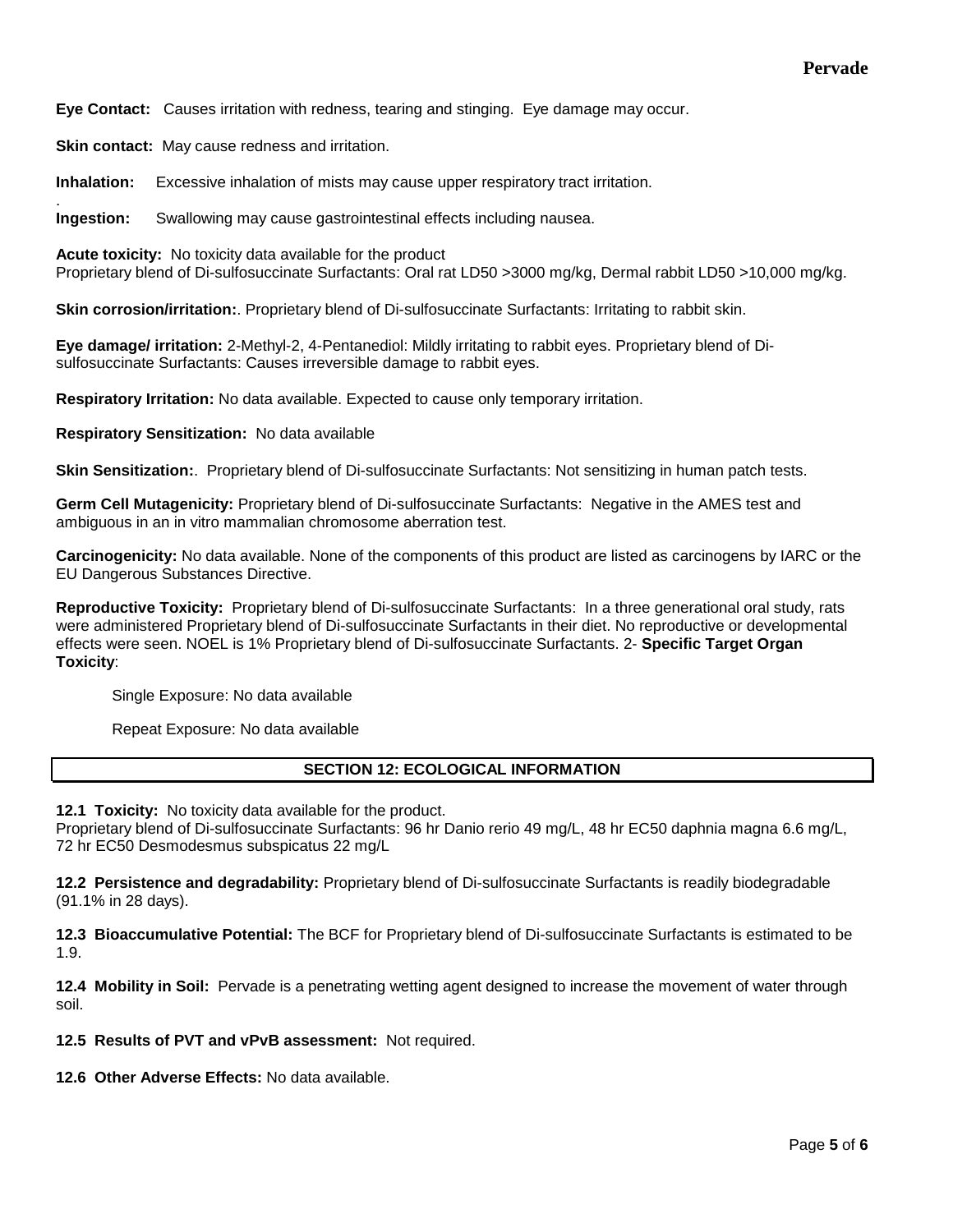**Eye Contact:** Causes irritation with redness, tearing and stinging. Eye damage may occur.

**Skin contact:** May cause redness and irritation.

**Inhalation:** Excessive inhalation of mists may cause upper respiratory tract irritation.

**Ingestion:** Swallowing may cause gastrointestinal effects including nausea.

**Acute toxicity:** No toxicity data available for the product
Proprietary blend of Di-sulfosuccinate Surfactants: Oral rat LD50 >3000 mg/kg, Dermal rabbit LD50 >10,000 mg/kg.

**Skin corrosion/irritation:**. Proprietary blend of Di-sulfosuccinate Surfactants: Irritating to rabbit skin.

**Eye damage/ irritation:** 2-Methyl-2, 4-Pentanediol: Mildly irritating to rabbit eyes. Proprietary blend of Di-sulfosuccinate Surfactants: Causes irreversible damage to rabbit eyes.

**Respiratory Irritation:** No data available. Expected to cause only temporary irritation.

**Respiratory Sensitization:** No data available

**Skin Sensitization:**. Proprietary blend of Di-sulfosuccinate Surfactants: Not sensitizing in human patch tests.

**Germ Cell Mutagenicity:** Proprietary blend of Di-sulfosuccinate Surfactants: Negative in the AMES test and ambiguous in an in vitro mammalian chromosome aberration test.

**Carcinogenicity:** No data available. None of the components of this product are listed as carcinogens by IARC or the EU Dangerous Substances Directive.

**Reproductive Toxicity:** Proprietary blend of Di-sulfosuccinate Surfactants: In a three generational oral study, rats were administered Proprietary blend of Di-sulfosuccinate Surfactants in their diet. No reproductive or developmental effects were seen. NOEL is 1% Proprietary blend of Di-sulfosuccinate Surfactants. 2- **Specific Target Organ Toxicity**:

Single Exposure: No data available

Repeat Exposure: No data available

## SECTION 12: ECOLOGICAL INFORMATION

**12.1 Toxicity:** No toxicity data available for the product.
Proprietary blend of Di-sulfosuccinate Surfactants: 96 hr Danio rerio 49 mg/L, 48 hr EC50 daphnia magna 6.6 mg/L, 72 hr EC50 Desmodesmus subspicatus 22 mg/L

**12.2 Persistence and degradability:** Proprietary blend of Di-sulfosuccinate Surfactants is readily biodegradable (91.1% in 28 days).

**12.3 Bioaccumulative Potential:** The BCF for Proprietary blend of Di-sulfosuccinate Surfactants is estimated to be 1.9.

**12.4 Mobility in Soil:** Pervade is a penetrating wetting agent designed to increase the movement of water through soil.

**12.5 Results of PVT and vPvB assessment:** Not required.

**12.6 Other Adverse Effects:** No data available.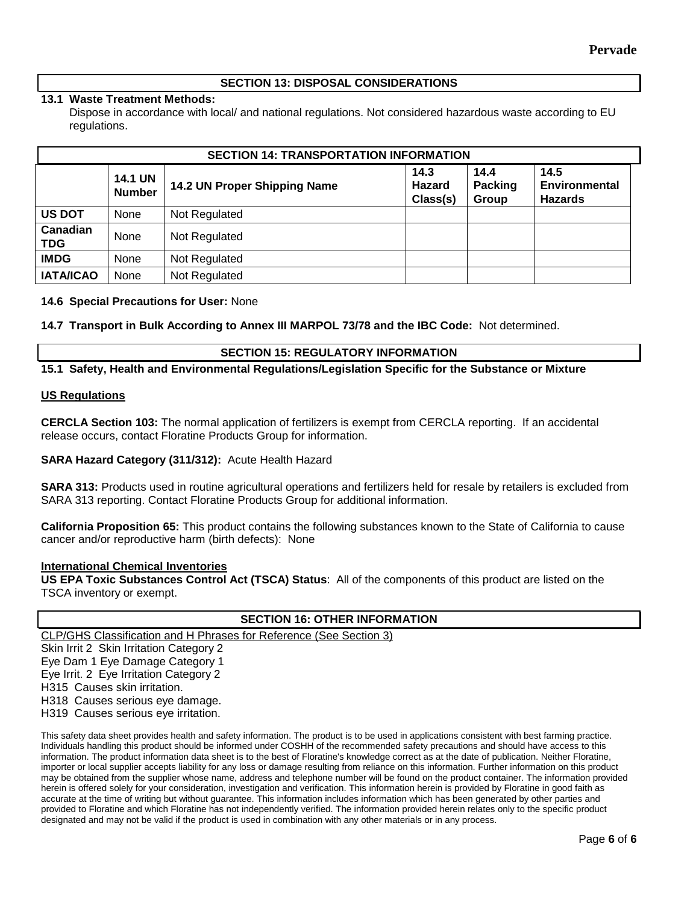## SECTION 13: DISPOSAL CONSIDERATIONS

**13.1 Waste Treatment Methods:**
Dispose in accordance with local/ and national regulations. Not considered hazardous waste according to EU regulations.

## SECTION 14: TRANSPORTATION INFORMATION

| | 14.1 UN Number | 14.2 UN Proper Shipping Name | 14.3 Hazard Class(s) | 14.4 Packing Group | 14.5 Environmental Hazards |
|---|---|---|---|---|---|
| **US DOT** | None | Not Regulated | | | |
| **Canadian TDG** | None | Not Regulated | | | |
| **IMDG** | None | Not Regulated | | | |
| **IATA/ICAO** | None | Not Regulated | | | |

**14.6 Special Precautions for User:** None

**14.7 Transport in Bulk According to Annex III MARPOL 73/78 and the IBC Code:** Not determined.

## SECTION 15: REGULATORY INFORMATION

**15.1 Safety, Health and Environmental Regulations/Legislation Specific for the Substance or Mixture**

**US Regulations**

**CERCLA Section 103:** The normal application of fertilizers is exempt from CERCLA reporting. If an accidental release occurs, contact Floratine Products Group for information.

**SARA Hazard Category (311/312):** Acute Health Hazard

**SARA 313:** Products used in routine agricultural operations and fertilizers held for resale by retailers is excluded from SARA 313 reporting. Contact Floratine Products Group for additional information.

**California Proposition 65:** This product contains the following substances known to the State of California to cause cancer and/or reproductive harm (birth defects): None

**International Chemical Inventories**

**US EPA Toxic Substances Control Act (TSCA) Status**: All of the components of this product are listed on the TSCA inventory or exempt.

## SECTION 16: OTHER INFORMATION

CLP/GHS Classification and H Phrases for Reference (See Section 3)

Skin Irrit 2 Skin Irritation Category 2
Eye Dam 1 Eye Damage Category 1
Eye Irrit. 2 Eye Irritation Category 2
H315 Causes skin irritation.
H318 Causes serious eye damage.
H319 Causes serious eye irritation.

This safety data sheet provides health and safety information. The product is to be used in applications consistent with best farming practice. Individuals handling this product should be informed under COSHH of the recommended safety precautions and should have access to this information. The product information data sheet is to the best of Floratine's knowledge correct as at the date of publication. Neither Floratine, importer or local supplier accepts liability for any loss or damage resulting from reliance on this information. Further information on this product may be obtained from the supplier whose name, address and telephone number will be found on the product container. The information provided herein is offered solely for your consideration, investigation and verification. This information herein is provided by Floratine in good faith as accurate at the time of writing but without guarantee. This information includes information which has been generated by other parties and provided to Floratine and which Floratine has not independently verified. The information provided herein relates only to the specific product designated and may not be valid if the product is used in combination with any other materials or in any process.